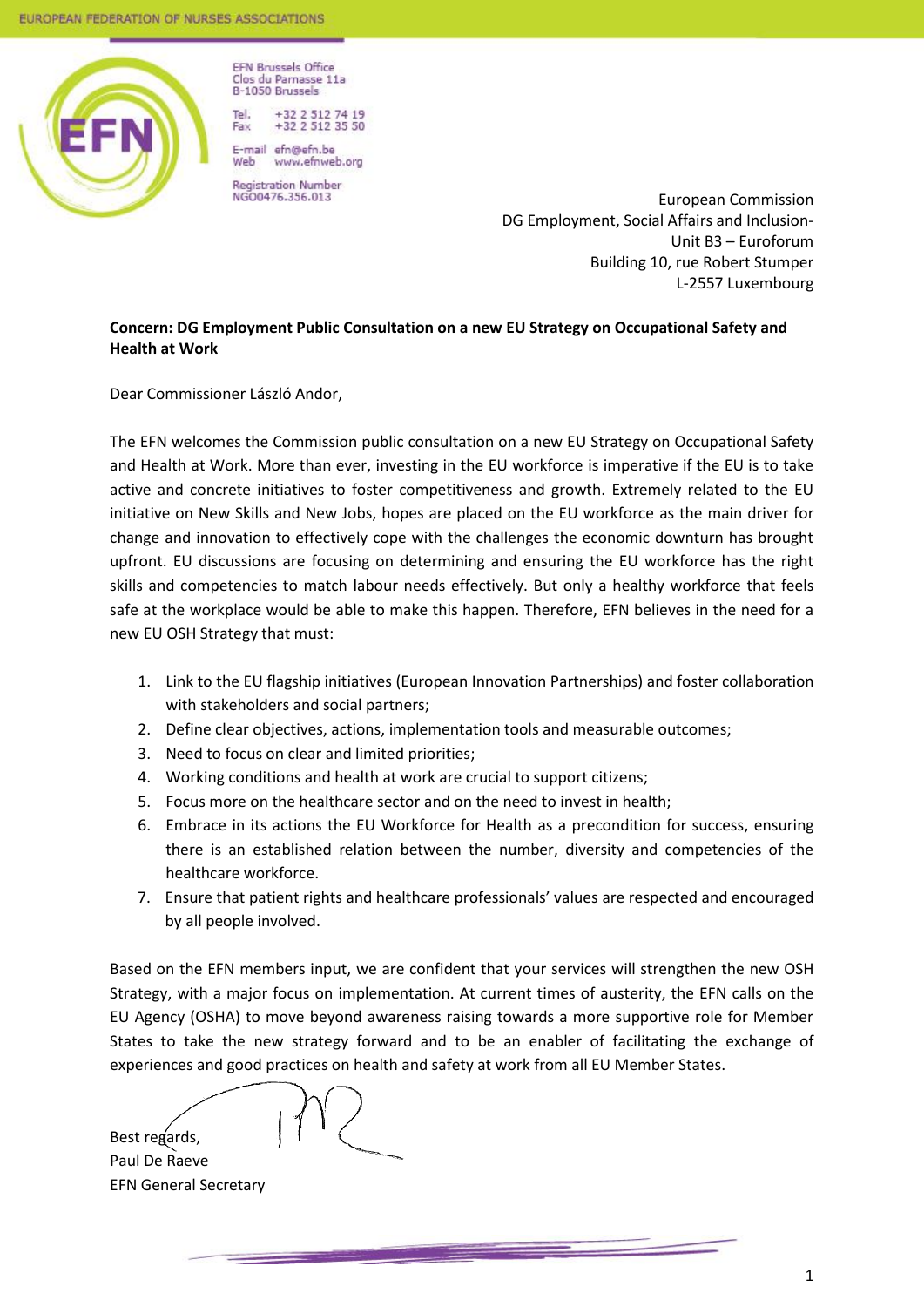EUROPEAN FEDERATION OF NURSES ASSOCIATIONS

EFN Brussels Office
Clos du Parnasse 11a
B-1050 Brussels

Tel. +32 2 512 74 19
Fax +32 2 512 35 50

E-mail efn@efn.be
Web www.efnweb.org

Registration Number
NG00476.356.013

European Commission
DG Employment, Social Affairs and Inclusion-
Unit B3 – Euroforum
Building 10, rue Robert Stumper
L-2557 Luxembourg

**Concern: DG Employment Public Consultation on a new EU Strategy on Occupational Safety and Health at Work**

Dear Commissioner László Andor,

The EFN welcomes the Commission public consultation on a new EU Strategy on Occupational Safety and Health at Work. More than ever, investing in the EU workforce is imperative if the EU is to take active and concrete initiatives to foster competitiveness and growth. Extremely related to the EU initiative on New Skills and New Jobs, hopes are placed on the EU workforce as the main driver for change and innovation to effectively cope with the challenges the economic downturn has brought upfront. EU discussions are focusing on determining and ensuring the EU workforce has the right skills and competencies to match labour needs effectively. But only a healthy workforce that feels safe at the workplace would be able to make this happen. Therefore, EFN believes in the need for a new EU OSH Strategy that must:

1. Link to the EU flagship initiatives (European Innovation Partnerships) and foster collaboration with stakeholders and social partners;
2. Define clear objectives, actions, implementation tools and measurable outcomes;
3. Need to focus on clear and limited priorities;
4. Working conditions and health at work are crucial to support citizens;
5. Focus more on the healthcare sector and on the need to invest in health;
6. Embrace in its actions the EU Workforce for Health as a precondition for success, ensuring there is an established relation between the number, diversity and competencies of the healthcare workforce.
7. Ensure that patient rights and healthcare professionals' values are respected and encouraged by all people involved.

Based on the EFN members input, we are confident that your services will strengthen the new OSH Strategy, with a major focus on implementation. At current times of austerity, the EFN calls on the EU Agency (OSHA) to move beyond awareness raising towards a more supportive role for Member States to take the new strategy forward and to be an enabler of facilitating the exchange of experiences and good practices on health and safety at work from all EU Member States.

Best regards,
Paul De Raeve
EFN General Secretary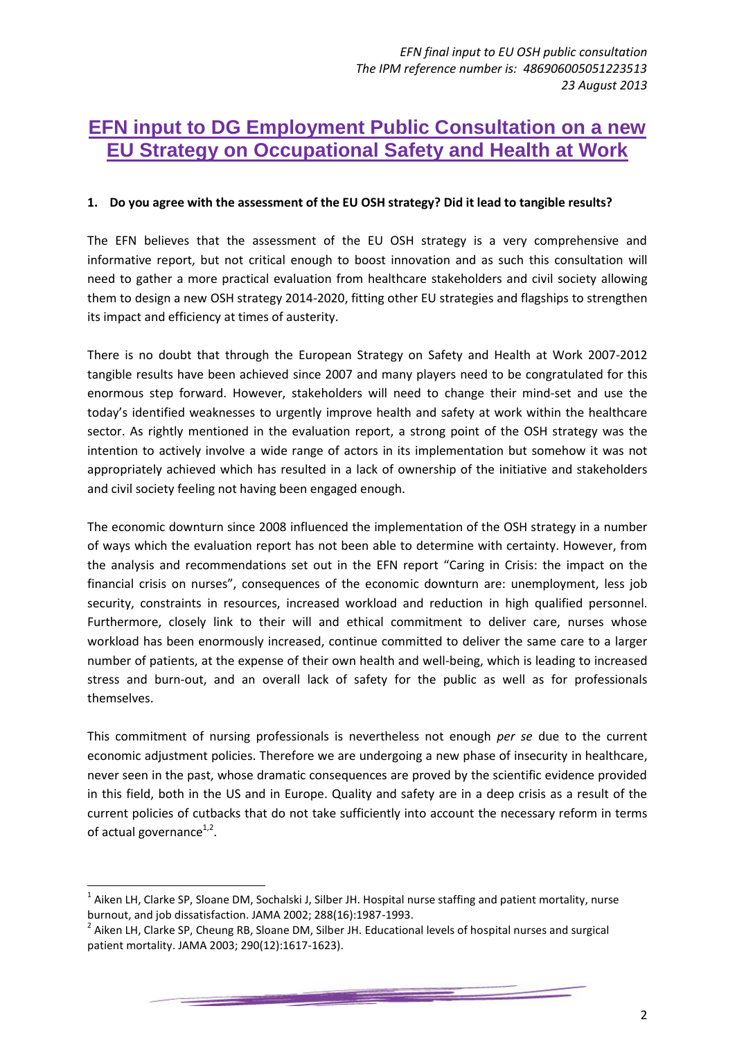*EFN final input to EU OSH public consultation*
*The IPM reference number is: 486906005051223513*
*23 August 2013*

# EFN input to DG Employment Public Consultation on a new EU Strategy on Occupational Safety and Health at Work

**1. Do you agree with the assessment of the EU OSH strategy? Did it lead to tangible results?**

The EFN believes that the assessment of the EU OSH strategy is a very comprehensive and informative report, but not critical enough to boost innovation and as such this consultation will need to gather a more practical evaluation from healthcare stakeholders and civil society allowing them to design a new OSH strategy 2014-2020, fitting other EU strategies and flagships to strengthen its impact and efficiency at times of austerity.

There is no doubt that through the European Strategy on Safety and Health at Work 2007-2012 tangible results have been achieved since 2007 and many players need to be congratulated for this enormous step forward. However, stakeholders will need to change their mind-set and use the today's identified weaknesses to urgently improve health and safety at work within the healthcare sector. As rightly mentioned in the evaluation report, a strong point of the OSH strategy was the intention to actively involve a wide range of actors in its implementation but somehow it was not appropriately achieved which has resulted in a lack of ownership of the initiative and stakeholders and civil society feeling not having been engaged enough.

The economic downturn since 2008 influenced the implementation of the OSH strategy in a number of ways which the evaluation report has not been able to determine with certainty. However, from the analysis and recommendations set out in the EFN report "Caring in Crisis: the impact on the financial crisis on nurses", consequences of the economic downturn are: unemployment, less job security, constraints in resources, increased workload and reduction in high qualified personnel. Furthermore, closely link to their will and ethical commitment to deliver care, nurses whose workload has been enormously increased, continue committed to deliver the same care to a larger number of patients, at the expense of their own health and well-being, which is leading to increased stress and burn-out, and an overall lack of safety for the public as well as for professionals themselves.

This commitment of nursing professionals is nevertheless not enough *per se* due to the current economic adjustment policies. Therefore we are undergoing a new phase of insecurity in healthcare, never seen in the past, whose dramatic consequences are proved by the scientific evidence provided in this field, both in the US and in Europe. Quality and safety are in a deep crisis as a result of the current policies of cutbacks that do not take sufficiently into account the necessary reform in terms of actual governance[1,2].

---

[1] Aiken LH, Clarke SP, Sloane DM, Sochalski J, Silber JH. Hospital nurse staffing and patient mortality, nurse burnout, and job dissatisfaction. JAMA 2002; 288(16):1987-1993.

[2] Aiken LH, Clarke SP, Cheung RB, Sloane DM, Silber JH. Educational levels of hospital nurses and surgical patient mortality. JAMA 2003; 290(12):1617-1623.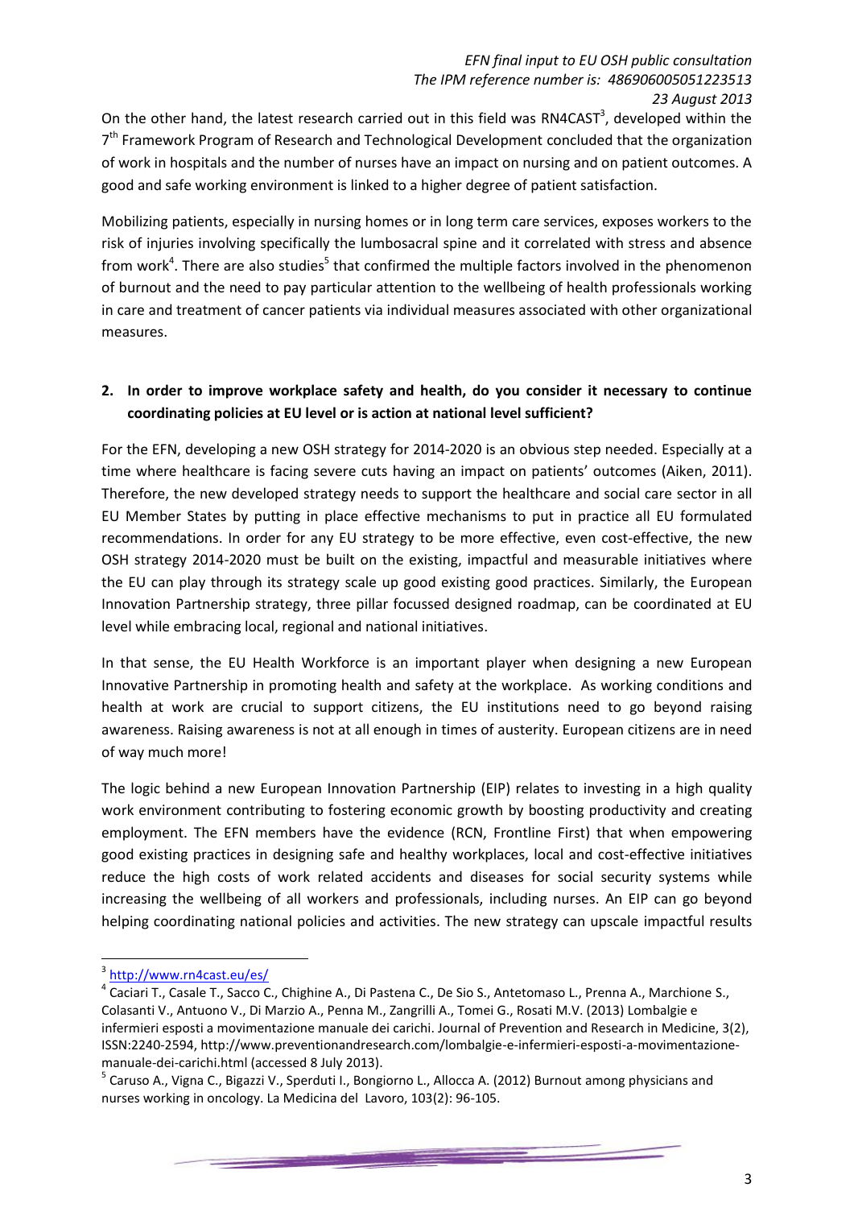On the other hand, the latest research carried out in this field was RN4CAST[3], developed within the 7[th] Framework Program of Research and Technological Development concluded that the organization of work in hospitals and the number of nurses have an impact on nursing and on patient outcomes. A good and safe working environment is linked to a higher degree of patient satisfaction.

Mobilizing patients, especially in nursing homes or in long term care services, exposes workers to the risk of injuries involving specifically the lumbosacral spine and it correlated with stress and absence from work[4]. There are also studies[5] that confirmed the multiple factors involved in the phenomenon of burnout and the need to pay particular attention to the wellbeing of health professionals working in care and treatment of cancer patients via individual measures associated with other organizational measures.

**2. In order to improve workplace safety and health, do you consider it necessary to continue coordinating policies at EU level or is action at national level sufficient?**

For the EFN, developing a new OSH strategy for 2014-2020 is an obvious step needed. Especially at a time where healthcare is facing severe cuts having an impact on patients' outcomes (Aiken, 2011). Therefore, the new developed strategy needs to support the healthcare and social care sector in all EU Member States by putting in place effective mechanisms to put in practice all EU formulated recommendations. In order for any EU strategy to be more effective, even cost-effective, the new OSH strategy 2014-2020 must be built on the existing, impactful and measurable initiatives where the EU can play through its strategy scale up good existing good practices. Similarly, the European Innovation Partnership strategy, three pillar focussed designed roadmap, can be coordinated at EU level while embracing local, regional and national initiatives.

In that sense, the EU Health Workforce is an important player when designing a new European Innovative Partnership in promoting health and safety at the workplace. As working conditions and health at work are crucial to support citizens, the EU institutions need to go beyond raising awareness. Raising awareness is not at all enough in times of austerity. European citizens are in need of way much more!

The logic behind a new European Innovation Partnership (EIP) relates to investing in a high quality work environment contributing to fostering economic growth by boosting productivity and creating employment. The EFN members have the evidence (RCN, Frontline First) that when empowering good existing practices in designing safe and healthy workplaces, local and cost-effective initiatives reduce the high costs of work related accidents and diseases for social security systems while increasing the wellbeing of all workers and professionals, including nurses. An EIP can go beyond helping coordinating national policies and activities. The new strategy can upscale impactful results

---

[3] http://www.rn4cast.eu/es/

[4] Caciari T., Casale T., Sacco C., Chighine A., Di Pastena C., De Sio S., Antetomaso L., Prenna A., Marchione S., Colasanti V., Antuono V., Di Marzio A., Penna M., Zangrilli A., Tomei G., Rosati M.V. (2013) Lombalgie e infermieri esposti a movimentazione manuale dei carichi. Journal of Prevention and Research in Medicine, 3(2), ISSN:2240-2594, http://www.preventionandresearch.com/lombalgie-e-infermieri-esposti-a-movimentazione-manuale-dei-carichi.html (accessed 8 July 2013).

[5] Caruso A., Vigna C., Bigazzi V., Sperduti I., Bongiorno L., Allocca A. (2012) Burnout among physicians and nurses working in oncology. La Medicina del Lavoro, 103(2): 96-105.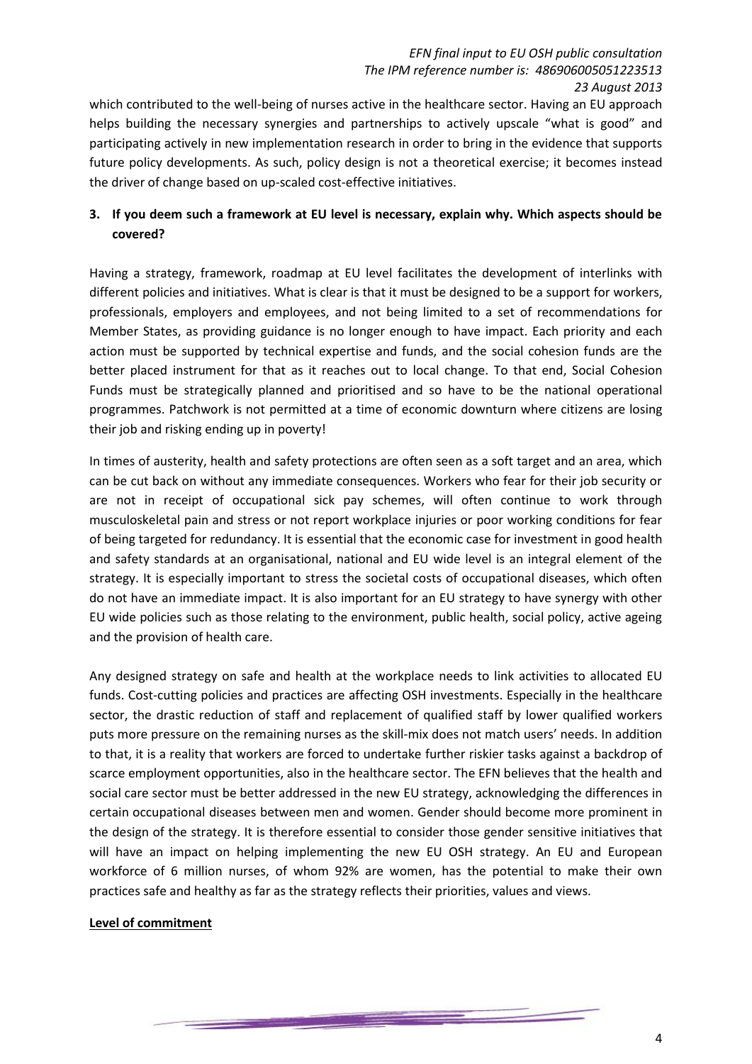which contributed to the well-being of nurses active in the healthcare sector. Having an EU approach helps building the necessary synergies and partnerships to actively upscale "what is good" and participating actively in new implementation research in order to bring in the evidence that supports future policy developments. As such, policy design is not a theoretical exercise; it becomes instead the driver of change based on up-scaled cost-effective initiatives.

**3. If you deem such a framework at EU level is necessary, explain why. Which aspects should be covered?**

Having a strategy, framework, roadmap at EU level facilitates the development of interlinks with different policies and initiatives. What is clear is that it must be designed to be a support for workers, professionals, employers and employees, and not being limited to a set of recommendations for Member States, as providing guidance is no longer enough to have impact. Each priority and each action must be supported by technical expertise and funds, and the social cohesion funds are the better placed instrument for that as it reaches out to local change. To that end, Social Cohesion Funds must be strategically planned and prioritised and so have to be the national operational programmes. Patchwork is not permitted at a time of economic downturn where citizens are losing their job and risking ending up in poverty!

In times of austerity, health and safety protections are often seen as a soft target and an area, which can be cut back on without any immediate consequences. Workers who fear for their job security or are not in receipt of occupational sick pay schemes, will often continue to work through musculoskeletal pain and stress or not report workplace injuries or poor working conditions for fear of being targeted for redundancy. It is essential that the economic case for investment in good health and safety standards at an organisational, national and EU wide level is an integral element of the strategy. It is especially important to stress the societal costs of occupational diseases, which often do not have an immediate impact. It is also important for an EU strategy to have synergy with other EU wide policies such as those relating to the environment, public health, social policy, active ageing and the provision of health care.

Any designed strategy on safe and health at the workplace needs to link activities to allocated EU funds. Cost-cutting policies and practices are affecting OSH investments. Especially in the healthcare sector, the drastic reduction of staff and replacement of qualified staff by lower qualified workers puts more pressure on the remaining nurses as the skill-mix does not match users' needs. In addition to that, it is a reality that workers are forced to undertake further riskier tasks against a backdrop of scarce employment opportunities, also in the healthcare sector. The EFN believes that the health and social care sector must be better addressed in the new EU strategy, acknowledging the differences in certain occupational diseases between men and women. Gender should become more prominent in the design of the strategy. It is therefore essential to consider those gender sensitive initiatives that will have an impact on helping implementing the new EU OSH strategy. An EU and European workforce of 6 million nurses, of whom 92% are women, has the potential to make their own practices safe and healthy as far as the strategy reflects their priorities, values and views.

**Level of commitment**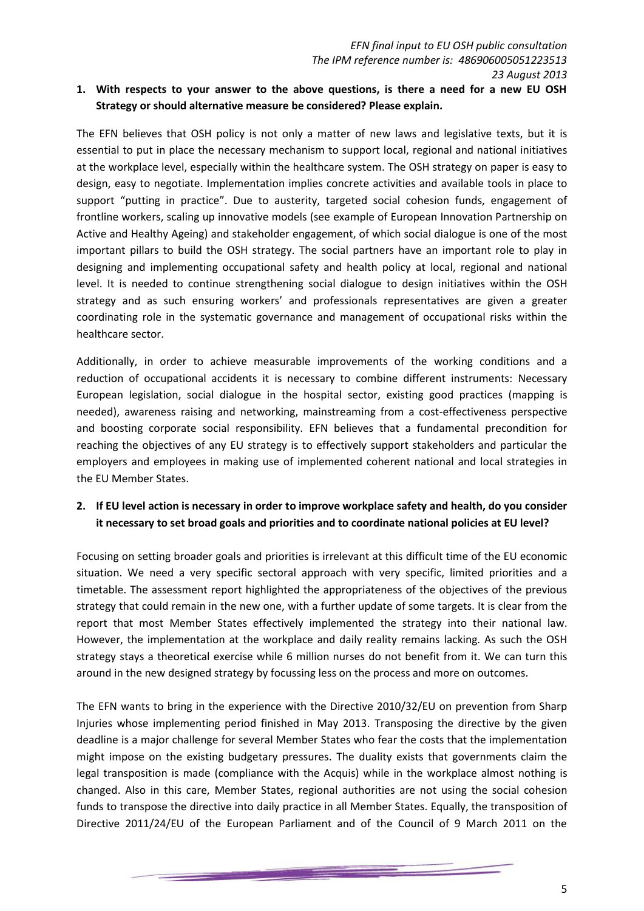*EFN final input to EU OSH public consultation*
*The IPM reference number is: 486906005051223513*
*23 August 2013*

1. **With respects to your answer to the above questions, is there a need for a new EU OSH Strategy or should alternative measure be considered? Please explain.**

The EFN believes that OSH policy is not only a matter of new laws and legislative texts, but it is essential to put in place the necessary mechanism to support local, regional and national initiatives at the workplace level, especially within the healthcare system. The OSH strategy on paper is easy to design, easy to negotiate. Implementation implies concrete activities and available tools in place to support "putting in practice". Due to austerity, targeted social cohesion funds, engagement of frontline workers, scaling up innovative models (see example of European Innovation Partnership on Active and Healthy Ageing) and stakeholder engagement, of which social dialogue is one of the most important pillars to build the OSH strategy. The social partners have an important role to play in designing and implementing occupational safety and health policy at local, regional and national level. It is needed to continue strengthening social dialogue to design initiatives within the OSH strategy and as such ensuring workers' and professionals representatives are given a greater coordinating role in the systematic governance and management of occupational risks within the healthcare sector.

Additionally, in order to achieve measurable improvements of the working conditions and a reduction of occupational accidents it is necessary to combine different instruments: Necessary European legislation, social dialogue in the hospital sector, existing good practices (mapping is needed), awareness raising and networking, mainstreaming from a cost-effectiveness perspective and boosting corporate social responsibility. EFN believes that a fundamental precondition for reaching the objectives of any EU strategy is to effectively support stakeholders and particular the employers and employees in making use of implemented coherent national and local strategies in the EU Member States.

2. **If EU level action is necessary in order to improve workplace safety and health, do you consider it necessary to set broad goals and priorities and to coordinate national policies at EU level?**

Focusing on setting broader goals and priorities is irrelevant at this difficult time of the EU economic situation. We need a very specific sectoral approach with very specific, limited priorities and a timetable. The assessment report highlighted the appropriateness of the objectives of the previous strategy that could remain in the new one, with a further update of some targets. It is clear from the report that most Member States effectively implemented the strategy into their national law. However, the implementation at the workplace and daily reality remains lacking. As such the OSH strategy stays a theoretical exercise while 6 million nurses do not benefit from it. We can turn this around in the new designed strategy by focussing less on the process and more on outcomes.

The EFN wants to bring in the experience with the Directive 2010/32/EU on prevention from Sharp Injuries whose implementing period finished in May 2013. Transposing the directive by the given deadline is a major challenge for several Member States who fear the costs that the implementation might impose on the existing budgetary pressures. The duality exists that governments claim the legal transposition is made (compliance with the Acquis) while in the workplace almost nothing is changed. Also in this care, Member States, regional authorities are not using the social cohesion funds to transpose the directive into daily practice in all Member States. Equally, the transposition of Directive 2011/24/EU of the European Parliament and of the Council of 9 March 2011 on the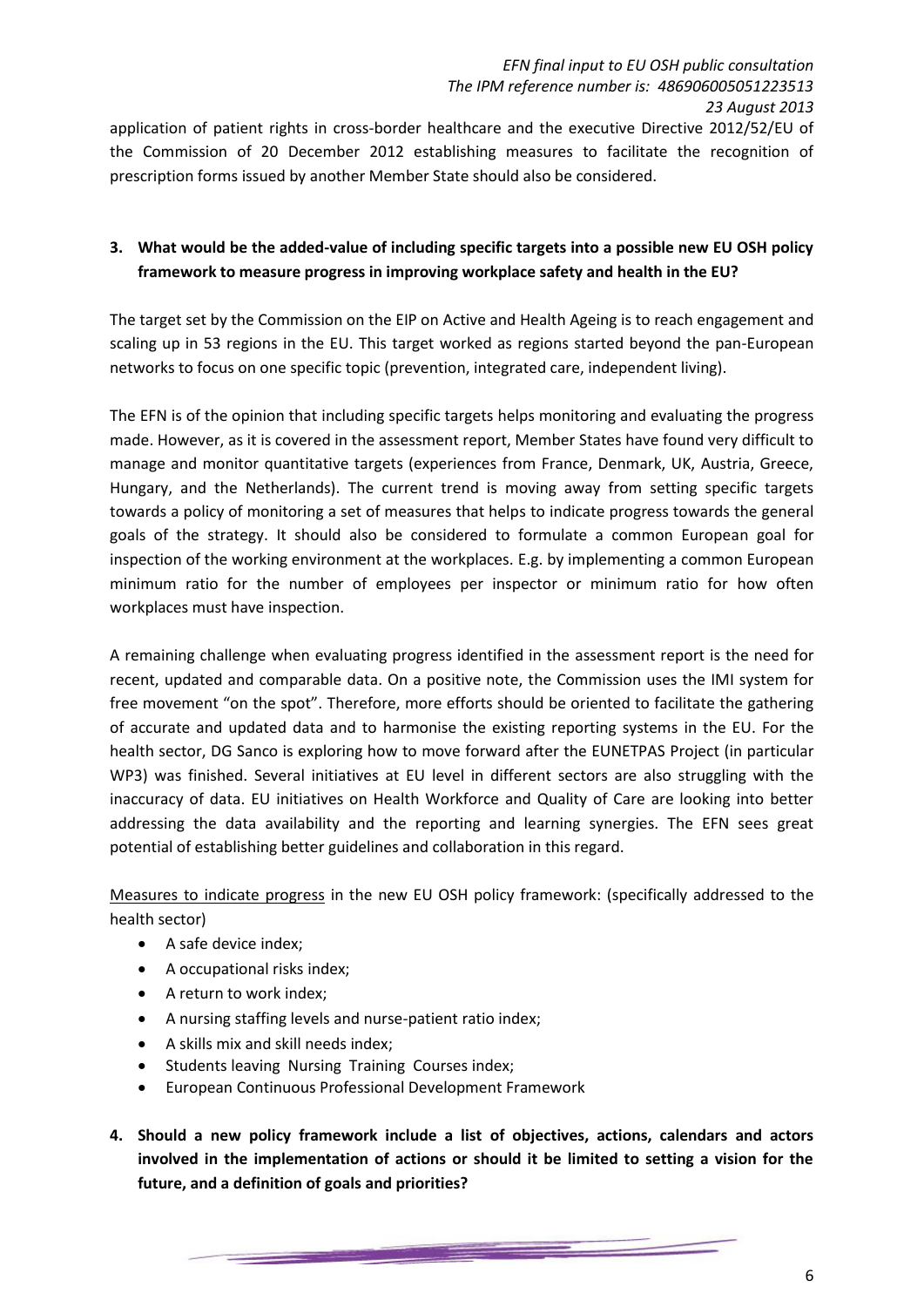application of patient rights in cross-border healthcare and the executive Directive 2012/52/EU of the Commission of 20 December 2012 establishing measures to facilitate the recognition of prescription forms issued by another Member State should also be considered.

**3. What would be the added-value of including specific targets into a possible new EU OSH policy framework to measure progress in improving workplace safety and health in the EU?**

The target set by the Commission on the EIP on Active and Health Ageing is to reach engagement and scaling up in 53 regions in the EU. This target worked as regions started beyond the pan-European networks to focus on one specific topic (prevention, integrated care, independent living).

The EFN is of the opinion that including specific targets helps monitoring and evaluating the progress made. However, as it is covered in the assessment report, Member States have found very difficult to manage and monitor quantitative targets (experiences from France, Denmark, UK, Austria, Greece, Hungary, and the Netherlands). The current trend is moving away from setting specific targets towards a policy of monitoring a set of measures that helps to indicate progress towards the general goals of the strategy. It should also be considered to formulate a common European goal for inspection of the working environment at the workplaces. E.g. by implementing a common European minimum ratio for the number of employees per inspector or minimum ratio for how often workplaces must have inspection.

A remaining challenge when evaluating progress identified in the assessment report is the need for recent, updated and comparable data. On a positive note, the Commission uses the IMI system for free movement "on the spot". Therefore, more efforts should be oriented to facilitate the gathering of accurate and updated data and to harmonise the existing reporting systems in the EU. For the health sector, DG Sanco is exploring how to move forward after the EUNETPAS Project (in particular WP3) was finished. Several initiatives at EU level in different sectors are also struggling with the inaccuracy of data. EU initiatives on Health Workforce and Quality of Care are looking into better addressing the data availability and the reporting and learning synergies. The EFN sees great potential of establishing better guidelines and collaboration in this regard.

Measures to indicate progress in the new EU OSH policy framework: (specifically addressed to the health sector)

- A safe device index;
- A occupational risks index;
- A return to work index;
- A nursing staffing levels and nurse-patient ratio index;
- A skills mix and skill needs index;
- Students leaving Nursing Training Courses index;
- European Continuous Professional Development Framework

**4. Should a new policy framework include a list of objectives, actions, calendars and actors involved in the implementation of actions or should it be limited to setting a vision for the future, and a definition of goals and priorities?**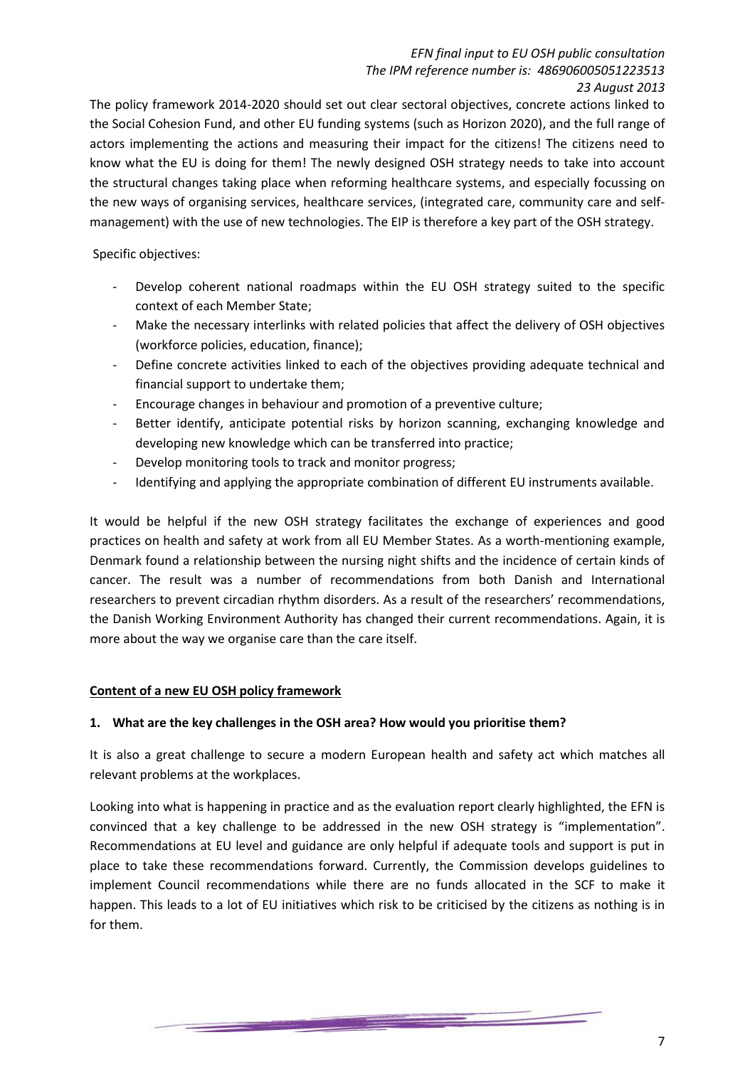The policy framework 2014-2020 should set out clear sectoral objectives, concrete actions linked to the Social Cohesion Fund, and other EU funding systems (such as Horizon 2020), and the full range of actors implementing the actions and measuring their impact for the citizens! The citizens need to know what the EU is doing for them! The newly designed OSH strategy needs to take into account the structural changes taking place when reforming healthcare systems, and especially focussing on the new ways of organising services, healthcare services, (integrated care, community care and self-management) with the use of new technologies. The EIP is therefore a key part of the OSH strategy.

Specific objectives:

- Develop coherent national roadmaps within the EU OSH strategy suited to the specific context of each Member State;
- Make the necessary interlinks with related policies that affect the delivery of OSH objectives (workforce policies, education, finance);
- Define concrete activities linked to each of the objectives providing adequate technical and financial support to undertake them;
- Encourage changes in behaviour and promotion of a preventive culture;
- Better identify, anticipate potential risks by horizon scanning, exchanging knowledge and developing new knowledge which can be transferred into practice;
- Develop monitoring tools to track and monitor progress;
- Identifying and applying the appropriate combination of different EU instruments available.

It would be helpful if the new OSH strategy facilitates the exchange of experiences and good practices on health and safety at work from all EU Member States. As a worth-mentioning example, Denmark found a relationship between the nursing night shifts and the incidence of certain kinds of cancer. The result was a number of recommendations from both Danish and International researchers to prevent circadian rhythm disorders. As a result of the researchers' recommendations, the Danish Working Environment Authority has changed their current recommendations. Again, it is more about the way we organise care than the care itself.

## Content of a new EU OSH policy framework

### 1. What are the key challenges in the OSH area? How would you prioritise them?

It is also a great challenge to secure a modern European health and safety act which matches all relevant problems at the workplaces.

Looking into what is happening in practice and as the evaluation report clearly highlighted, the EFN is convinced that a key challenge to be addressed in the new OSH strategy is "implementation". Recommendations at EU level and guidance are only helpful if adequate tools and support is put in place to take these recommendations forward. Currently, the Commission develops guidelines to implement Council recommendations while there are no funds allocated in the SCF to make it happen. This leads to a lot of EU initiatives which risk to be criticised by the citizens as nothing is in for them.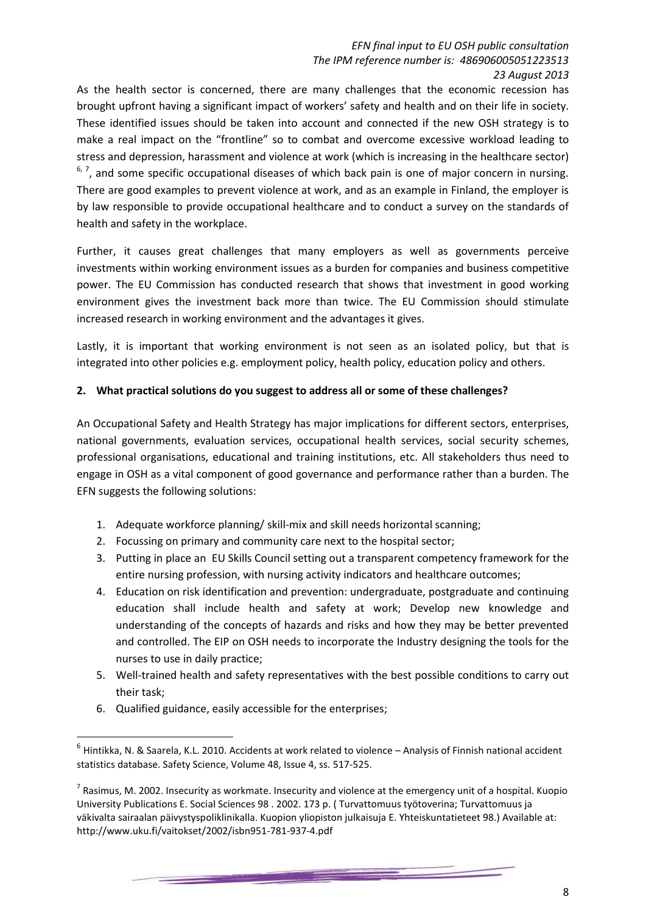As the health sector is concerned, there are many challenges that the economic recession has brought upfront having a significant impact of workers' safety and health and on their life in society. These identified issues should be taken into account and connected if the new OSH strategy is to make a real impact on the "frontline" so to combat and overcome excessive workload leading to stress and depression, harassment and violence at work (which is increasing in the healthcare sector) [6, 7], and some specific occupational diseases of which back pain is one of major concern in nursing. There are good examples to prevent violence at work, and as an example in Finland, the employer is by law responsible to provide occupational healthcare and to conduct a survey on the standards of health and safety in the workplace.

Further, it causes great challenges that many employers as well as governments perceive investments within working environment issues as a burden for companies and business competitive power. The EU Commission has conducted research that shows that investment in good working environment gives the investment back more than twice. The EU Commission should stimulate increased research in working environment and the advantages it gives.

Lastly, it is important that working environment is not seen as an isolated policy, but that is integrated into other policies e.g. employment policy, health policy, education policy and others.

**2. What practical solutions do you suggest to address all or some of these challenges?**

An Occupational Safety and Health Strategy has major implications for different sectors, enterprises, national governments, evaluation services, occupational health services, social security schemes, professional organisations, educational and training institutions, etc. All stakeholders thus need to engage in OSH as a vital component of good governance and performance rather than a burden. The EFN suggests the following solutions:

1. Adequate workforce planning/ skill-mix and skill needs horizontal scanning;
2. Focussing on primary and community care next to the hospital sector;
3. Putting in place an EU Skills Council setting out a transparent competency framework for the entire nursing profession, with nursing activity indicators and healthcare outcomes;
4. Education on risk identification and prevention: undergraduate, postgraduate and continuing education shall include health and safety at work; Develop new knowledge and understanding of the concepts of hazards and risks and how they may be better prevented and controlled. The EIP on OSH needs to incorporate the Industry designing the tools for the nurses to use in daily practice;
5. Well-trained health and safety representatives with the best possible conditions to carry out their task;
6. Qualified guidance, easily accessible for the enterprises;

---

[6] Hintikka, N. & Saarela, K.L. 2010. Accidents at work related to violence – Analysis of Finnish national accident statistics database. Safety Science, Volume 48, Issue 4, ss. 517-525.

[7] Rasimus, M. 2002. Insecurity as workmate. Insecurity and violence at the emergency unit of a hospital. Kuopio University Publications E. Social Sciences 98 . 2002. 173 p. ( Turvattomuus työtoverina; Turvattomuus ja väkivalta sairaalan päivystyspoliklinikalla. Kuopion yliopiston julkaisuja E. Yhteiskuntatieteet 98.) Available at: http://www.uku.fi/vaitokset/2002/isbn951-781-937-4.pdf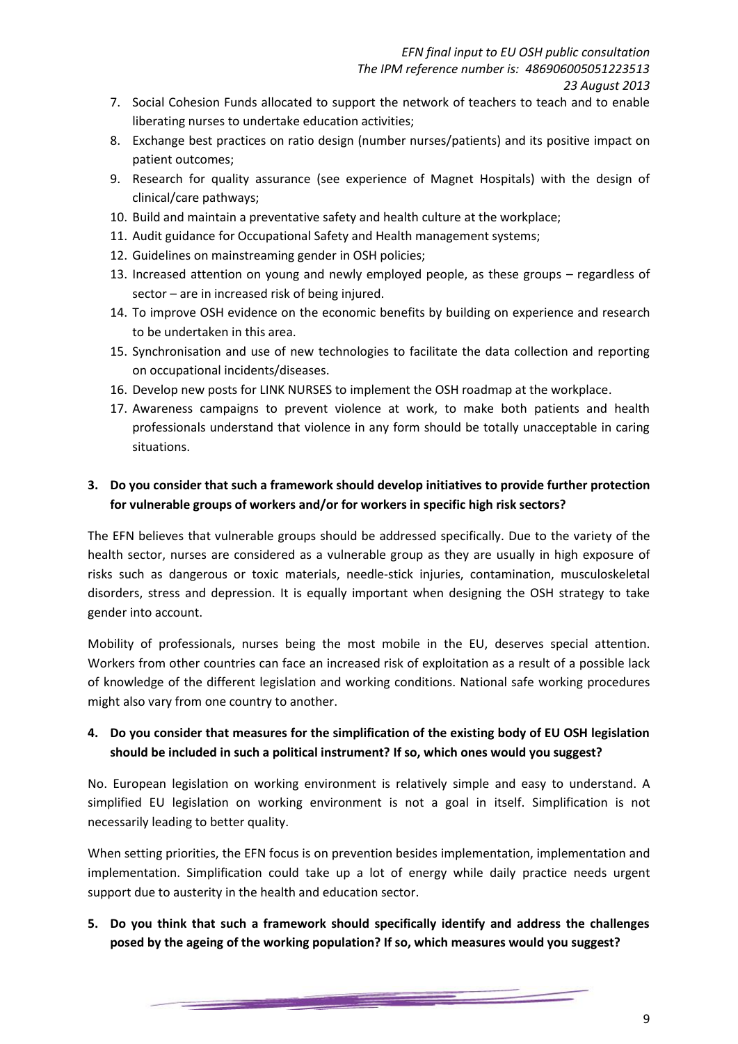7. Social Cohesion Funds allocated to support the network of teachers to teach and to enable liberating nurses to undertake education activities;
8. Exchange best practices on ratio design (number nurses/patients) and its positive impact on patient outcomes;
9. Research for quality assurance (see experience of Magnet Hospitals) with the design of clinical/care pathways;
10. Build and maintain a preventative safety and health culture at the workplace;
11. Audit guidance for Occupational Safety and Health management systems;
12. Guidelines on mainstreaming gender in OSH policies;
13. Increased attention on young and newly employed people, as these groups – regardless of sector – are in increased risk of being injured.
14. To improve OSH evidence on the economic benefits by building on experience and research to be undertaken in this area.
15. Synchronisation and use of new technologies to facilitate the data collection and reporting on occupational incidents/diseases.
16. Develop new posts for LINK NURSES to implement the OSH roadmap at the workplace.
17. Awareness campaigns to prevent violence at work, to make both patients and health professionals understand that violence in any form should be totally unacceptable in caring situations.

**3. Do you consider that such a framework should develop initiatives to provide further protection for vulnerable groups of workers and/or for workers in specific high risk sectors?**

The EFN believes that vulnerable groups should be addressed specifically. Due to the variety of the health sector, nurses are considered as a vulnerable group as they are usually in high exposure of risks such as dangerous or toxic materials, needle-stick injuries, contamination, musculoskeletal disorders, stress and depression. It is equally important when designing the OSH strategy to take gender into account.

Mobility of professionals, nurses being the most mobile in the EU, deserves special attention. Workers from other countries can face an increased risk of exploitation as a result of a possible lack of knowledge of the different legislation and working conditions. National safe working procedures might also vary from one country to another.

**4. Do you consider that measures for the simplification of the existing body of EU OSH legislation should be included in such a political instrument? If so, which ones would you suggest?**

No. European legislation on working environment is relatively simple and easy to understand. A simplified EU legislation on working environment is not a goal in itself. Simplification is not necessarily leading to better quality.

When setting priorities, the EFN focus is on prevention besides implementation, implementation and implementation. Simplification could take up a lot of energy while daily practice needs urgent support due to austerity in the health and education sector.

**5. Do you think that such a framework should specifically identify and address the challenges posed by the ageing of the working population? If so, which measures would you suggest?**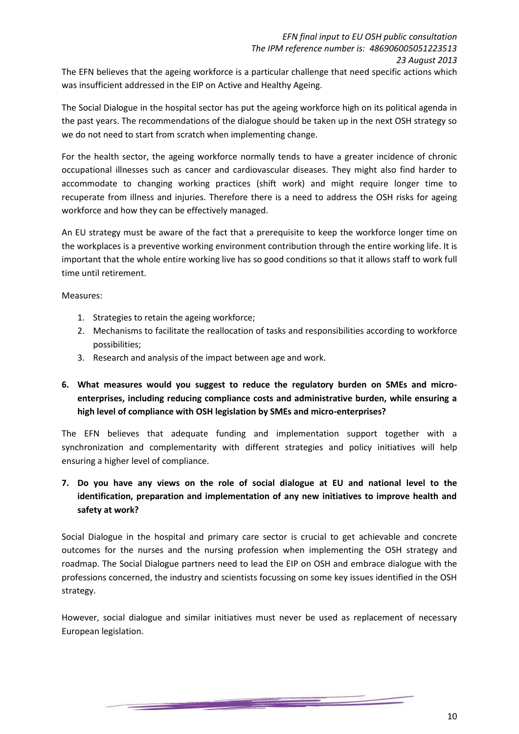The EFN believes that the ageing workforce is a particular challenge that need specific actions which was insufficient addressed in the EIP on Active and Healthy Ageing.

The Social Dialogue in the hospital sector has put the ageing workforce high on its political agenda in the past years. The recommendations of the dialogue should be taken up in the next OSH strategy so we do not need to start from scratch when implementing change.

For the health sector, the ageing workforce normally tends to have a greater incidence of chronic occupational illnesses such as cancer and cardiovascular diseases. They might also find harder to accommodate to changing working practices (shift work) and might require longer time to recuperate from illness and injuries. Therefore there is a need to address the OSH risks for ageing workforce and how they can be effectively managed.

An EU strategy must be aware of the fact that a prerequisite to keep the workforce longer time on the workplaces is a preventive working environment contribution through the entire working life. It is important that the whole entire working live has so good conditions so that it allows staff to work full time until retirement.

Measures:

1. Strategies to retain the ageing workforce;
2. Mechanisms to facilitate the reallocation of tasks and responsibilities according to workforce possibilities;
3. Research and analysis of the impact between age and work.

**6. What measures would you suggest to reduce the regulatory burden on SMEs and micro-enterprises, including reducing compliance costs and administrative burden, while ensuring a high level of compliance with OSH legislation by SMEs and micro-enterprises?**

The EFN believes that adequate funding and implementation support together with a synchronization and complementarity with different strategies and policy initiatives will help ensuring a higher level of compliance.

**7. Do you have any views on the role of social dialogue at EU and national level to the identification, preparation and implementation of any new initiatives to improve health and safety at work?**

Social Dialogue in the hospital and primary care sector is crucial to get achievable and concrete outcomes for the nurses and the nursing profession when implementing the OSH strategy and roadmap. The Social Dialogue partners need to lead the EIP on OSH and embrace dialogue with the professions concerned, the industry and scientists focussing on some key issues identified in the OSH strategy.

However, social dialogue and similar initiatives must never be used as replacement of necessary European legislation.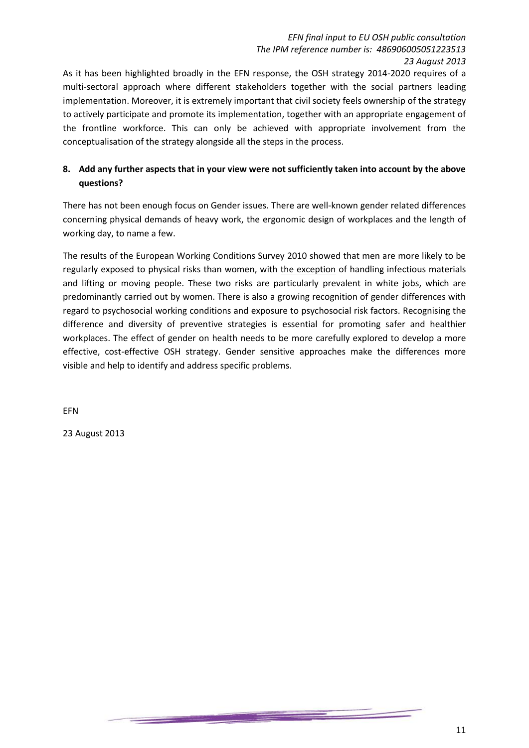As it has been highlighted broadly in the EFN response, the OSH strategy 2014-2020 requires of a multi-sectoral approach where different stakeholders together with the social partners leading implementation. Moreover, it is extremely important that civil society feels ownership of the strategy to actively participate and promote its implementation, together with an appropriate engagement of the frontline workforce. This can only be achieved with appropriate involvement from the conceptualisation of the strategy alongside all the steps in the process.

**8. Add any further aspects that in your view were not sufficiently taken into account by the above questions?**

There has not been enough focus on Gender issues. There are well-known gender related differences concerning physical demands of heavy work, the ergonomic design of workplaces and the length of working day, to name a few.

The results of the European Working Conditions Survey 2010 showed that men are more likely to be regularly exposed to physical risks than women, with the exception of handling infectious materials and lifting or moving people. These two risks are particularly prevalent in white jobs, which are predominantly carried out by women. There is also a growing recognition of gender differences with regard to psychosocial working conditions and exposure to psychosocial risk factors. Recognising the difference and diversity of preventive strategies is essential for promoting safer and healthier workplaces. The effect of gender on health needs to be more carefully explored to develop a more effective, cost-effective OSH strategy. Gender sensitive approaches make the differences more visible and help to identify and address specific problems.

EFN

23 August 2013